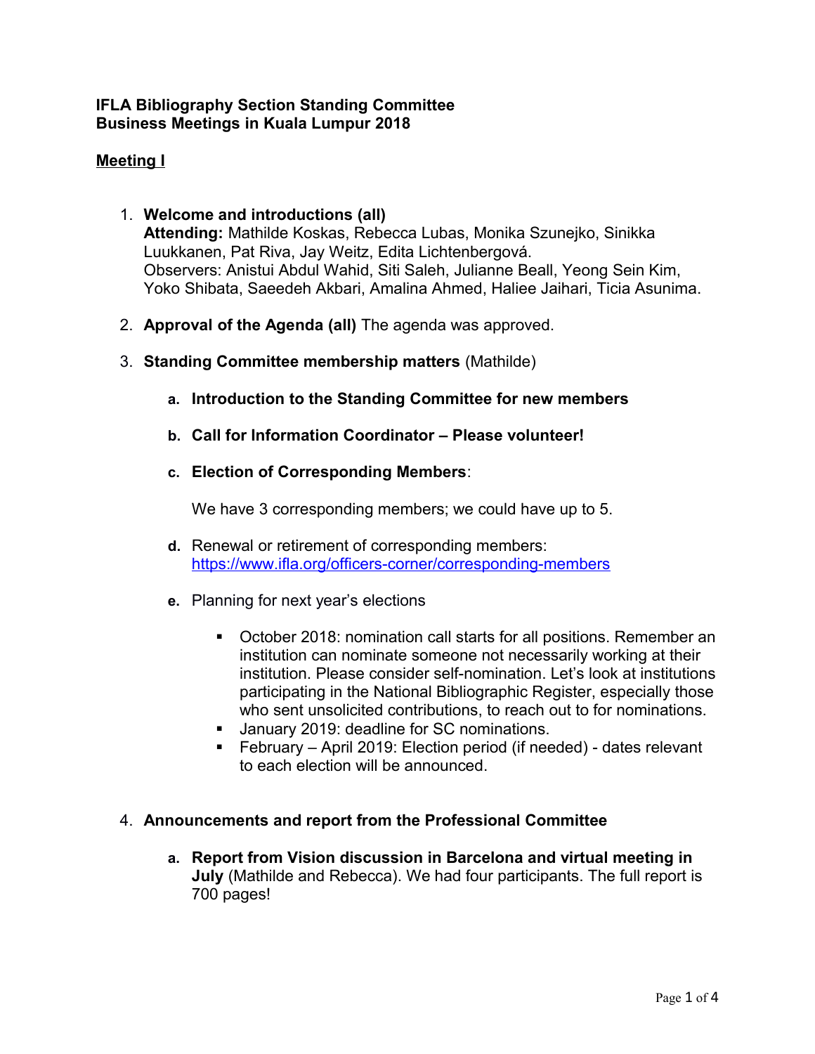**IFLA Bibliography Section Standing Committee**
**Business Meetings in Kuala Lumpur 2018**

**Meeting I**

1. **Welcome and introductions (all)**
   **Attending:** Mathilde Koskas, Rebecca Lubas, Monika Szunejko, Sinikka Luukkanen, Pat Riva, Jay Weitz, Edita Lichtenbergová.
   Observers: Anistui Abdul Wahid, Siti Saleh, Julianne Beall, Yeong Sein Kim, Yoko Shibata, Saeedeh Akbari, Amalina Ahmed, Haliee Jaihari, Ticia Asunima.

2. **Approval of the Agenda (all)** The agenda was approved.

3. **Standing Committee membership matters** (Mathilde)

   a. **Introduction to the Standing Committee for new members**

   b. **Call for Information Coordinator – Please volunteer!**

   c. **Election of Corresponding Members**:

      We have 3 corresponding members; we could have up to 5.

   d. Renewal or retirement of corresponding members: https://www.ifla.org/officers-corner/corresponding-members

   e. Planning for next year's elections

      - October 2018: nomination call starts for all positions. Remember an institution can nominate someone not necessarily working at their institution. Please consider self-nomination. Let's look at institutions participating in the National Bibliographic Register, especially those who sent unsolicited contributions, to reach out to for nominations.
      - January 2019: deadline for SC nominations.
      - February – April 2019: Election period (if needed) - dates relevant to each election will be announced.

4. **Announcements and report from the Professional Committee**

   a. **Report from Vision discussion in Barcelona and virtual meeting in July** (Mathilde and Rebecca). We had four participants. The full report is 700 pages!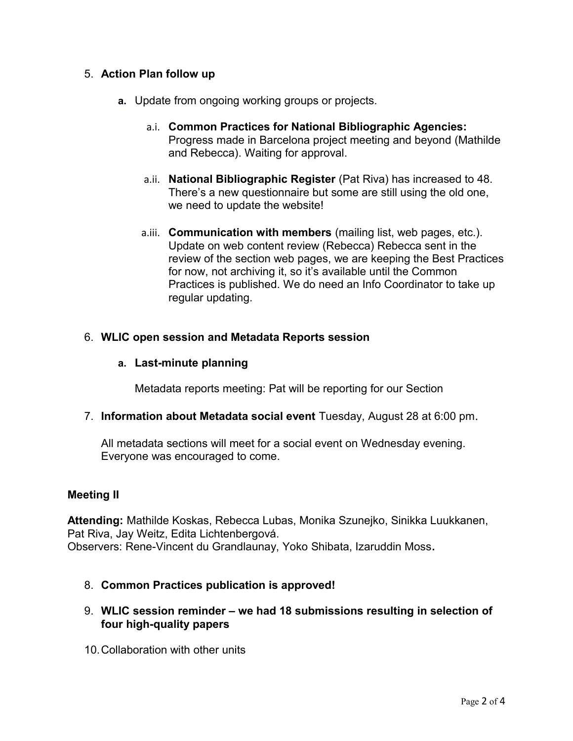5. **Action Plan follow up**

    a. Update from ongoing working groups or projects.

        a.i. **Common Practices for National Bibliographic Agencies:** Progress made in Barcelona project meeting and beyond (Mathilde and Rebecca). Waiting for approval.

        a.ii. **National Bibliographic Register** (Pat Riva) has increased to 48. There's a new questionnaire but some are still using the old one, we need to update the website!

        a.iii. **Communication with members** (mailing list, web pages, etc.). Update on web content review (Rebecca) Rebecca sent in the review of the section web pages, we are keeping the Best Practices for now, not archiving it, so it's available until the Common Practices is published. We do need an Info Coordinator to take up regular updating.

6. **WLIC open session and Metadata Reports session**

    a. **Last-minute planning**

    Metadata reports meeting: Pat will be reporting for our Section

7. **Information about Metadata social event** Tuesday, August 28 at 6:00 pm.

    All metadata sections will meet for a social event on Wednesday evening. Everyone was encouraged to come.

**Meeting II**

**Attending:** Mathilde Koskas, Rebecca Lubas, Monika Szunejko, Sinikka Luukkanen, Pat Riva, Jay Weitz, Edita Lichtenbergová.
Observers: Rene-Vincent du Grandlaunay, Yoko Shibata, Izaruddin Moss.

8. **Common Practices publication is approved!**

9. **WLIC session reminder – we had 18 submissions resulting in selection of four high-quality papers**

10. Collaboration with other units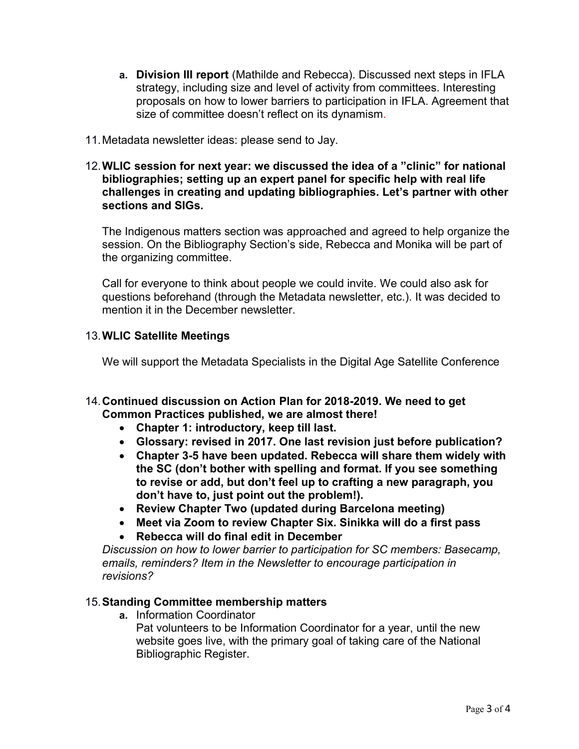a. **Division III report** (Mathilde and Rebecca). Discussed next steps in IFLA strategy, including size and level of activity from committees. Interesting proposals on how to lower barriers to participation in IFLA. Agreement that size of committee doesn't reflect on its dynamism.

11. Metadata newsletter ideas: please send to Jay.

12. **WLIC session for next year: we discussed the idea of a "clinic" for national bibliographies; setting up an expert panel for specific help with real life challenges in creating and updating bibliographies. Let's partner with other sections and SIGs.**

    The Indigenous matters section was approached and agreed to help organize the session. On the Bibliography Section's side, Rebecca and Monika will be part of the organizing committee.

    Call for everyone to think about people we could invite. We could also ask for questions beforehand (through the Metadata newsletter, etc.). It was decided to mention it in the December newsletter.

13. **WLIC Satellite Meetings**

    We will support the Metadata Specialists in the Digital Age Satellite Conference

14. **Continued discussion on Action Plan for 2018-2019. We need to get Common Practices published, we are almost there!**
    - **Chapter 1: introductory, keep till last.**
    - **Glossary: revised in 2017. One last revision just before publication?**
    - **Chapter 3-5 have been updated. Rebecca will share them widely with the SC (don't bother with spelling and format. If you see something to revise or add, but don't feel up to crafting a new paragraph, you don't have to, just point out the problem!).**
    - **Review Chapter Two (updated during Barcelona meeting)**
    - **Meet via Zoom to review Chapter Six. Sinikka will do a first pass**
    - **Rebecca will do final edit in December**

    *Discussion on how to lower barrier to participation for SC members: Basecamp, emails, reminders? Item in the Newsletter to encourage participation in revisions?*

15. **Standing Committee membership matters**

    a. Information Coordinator
    Pat volunteers to be Information Coordinator for a year, until the new website goes live, with the primary goal of taking care of the National Bibliographic Register.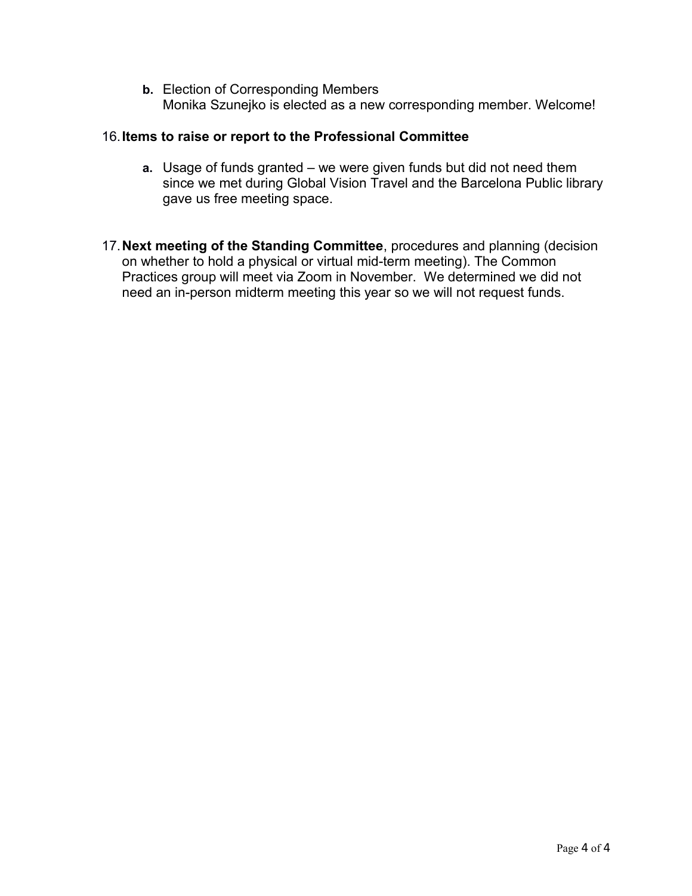b. Election of Corresponding Members
   Monika Szunejko is elected as a new corresponding member. Welcome!

16. **Items to raise or report to the Professional Committee**

    a. Usage of funds granted – we were given funds but did not need them since we met during Global Vision Travel and the Barcelona Public library gave us free meeting space.

17. **Next meeting of the Standing Committee**, procedures and planning (decision on whether to hold a physical or virtual mid-term meeting). The Common Practices group will meet via Zoom in November. We determined we did not need an in-person midterm meeting this year so we will not request funds.